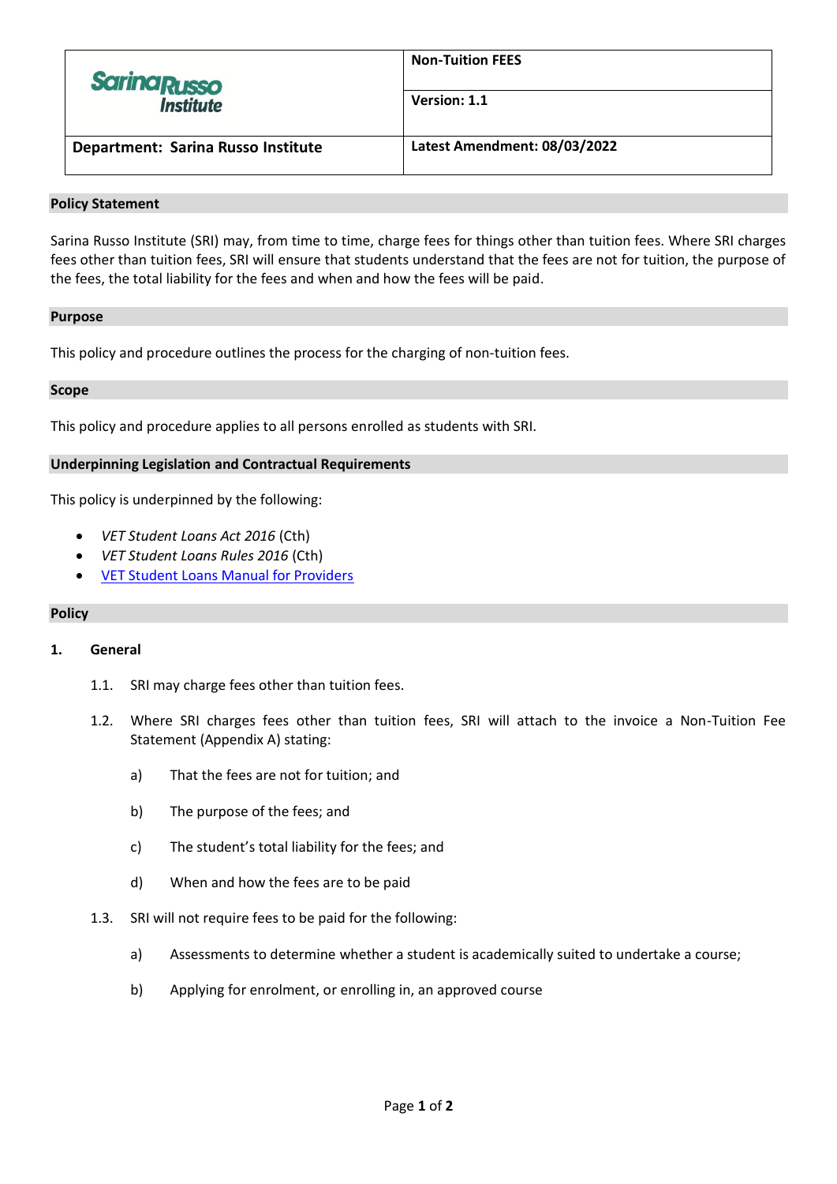| Sarina Russo Institute | Non-Tuition FEES |
| --- | --- |
| | Version: 1.1 |
| Department: Sarina Russo Institute | Latest Amendment: 08/03/2022 |

## Policy Statement

Sarina Russo Institute (SRI) may, from time to time, charge fees for things other than tuition fees. Where SRI charges fees other than tuition fees, SRI will ensure that students understand that the fees are not for tuition, the purpose of the fees, the total liability for the fees and when and how the fees will be paid.

## Purpose

This policy and procedure outlines the process for the charging of non-tuition fees.

## Scope

This policy and procedure applies to all persons enrolled as students with SRI.

## Underpinning Legislation and Contractual Requirements

This policy is underpinned by the following:

- *VET Student Loans Act 2016* (Cth)
- *VET Student Loans Rules 2016* (Cth)
- VET Student Loans Manual for Providers

## Policy

### 1. General

1.1. SRI may charge fees other than tuition fees.

1.2. Where SRI charges fees other than tuition fees, SRI will attach to the invoice a Non-Tuition Fee Statement (Appendix A) stating:

a) That the fees are not for tuition; and

b) The purpose of the fees; and

c) The student's total liability for the fees; and

d) When and how the fees are to be paid

1.3. SRI will not require fees to be paid for the following:

a) Assessments to determine whether a student is academically suited to undertake a course;

b) Applying for enrolment, or enrolling in, an approved course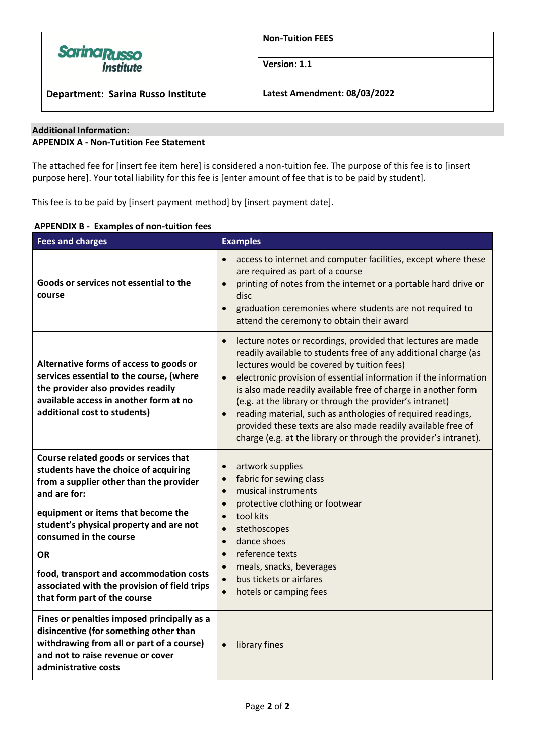| | |
|---|---|
| Sarina Russo Institute | Non-Tuition FEES |
| | Version: 1.1 |
| Department: Sarina Russo Institute | Latest Amendment: 08/03/2022 |

**Additional Information:**

**APPENDIX A - Non-Tuition Fee Statement**

The attached fee for [insert fee item here] is considered a non-tuition fee. The purpose of this fee is to [insert purpose here]. Your total liability for this fee is [enter amount of fee that is to be paid by student].

This fee is to be paid by [insert payment method] by [insert payment date].

**APPENDIX B - Examples of non-tuition fees**

| Fees and charges | Examples |
|---|---|
| **Goods or services not essential to the course** | • access to internet and computer facilities, except where these are required as part of a course<br>• printing of notes from the internet or a portable hard drive or disc<br>• graduation ceremonies where students are not required to attend the ceremony to obtain their award |
| **Alternative forms of access to goods or services essential to the course, (where the provider also provides readily available access in another form at no additional cost to students)** | • lecture notes or recordings, provided that lectures are made readily available to students free of any additional charge (as lectures would be covered by tuition fees)<br>• electronic provision of essential information if the information is also made readily available free of charge in another form (e.g. at the library or through the provider's intranet)<br>• reading material, such as anthologies of required readings, provided these texts are also made readily available free of charge (e.g. at the library or through the provider's intranet). |
| **Course related goods or services that students have the choice of acquiring from a supplier other than the provider and are for:**<br><br>**equipment or items that become the student's physical property and are not consumed in the course**<br><br>**OR**<br><br>**food, transport and accommodation costs associated with the provision of field trips that form part of the course** | • artwork supplies<br>• fabric for sewing class<br>• musical instruments<br>• protective clothing or footwear<br>• tool kits<br>• stethoscopes<br>• dance shoes<br>• reference texts<br>• meals, snacks, beverages<br>• bus tickets or airfares<br>• hotels or camping fees |
| **Fines or penalties imposed principally as a disincentive (for something other than withdrawing from all or part of a course) and not to raise revenue or cover administrative costs** | • library fines |